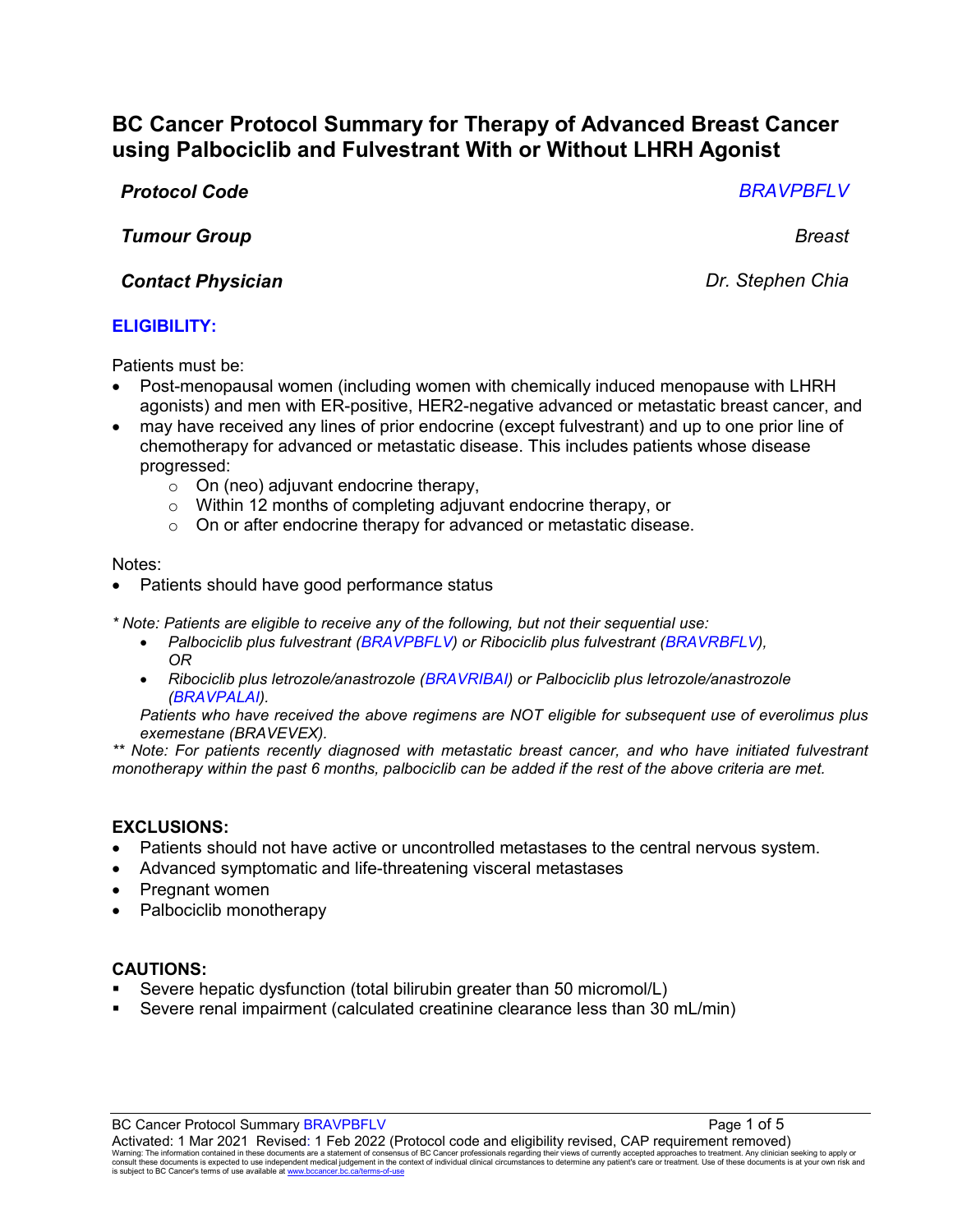# BC Cancer Protocol Summary for Therapy of Advanced Breast Cancer using Palbociclib and Fulvestrant With or Without LHRH Agonist

***Protocol Code*** *BRAVPBFLV*

***Tumour Group*** *Breast*

***Contact Physician*** *Dr. Stephen Chia*

## ELIGIBILITY:

Patients must be:

- Post-menopausal women (including women with chemically induced menopause with LHRH agonists) and men with ER-positive, HER2-negative advanced or metastatic breast cancer, and
- may have received any lines of prior endocrine (except fulvestrant) and up to one prior line of chemotherapy for advanced or metastatic disease. This includes patients whose disease progressed:
  - On (neo) adjuvant endocrine therapy,
  - Within 12 months of completing adjuvant endocrine therapy, or
  - On or after endocrine therapy for advanced or metastatic disease.

Notes:

- Patients should have good performance status

*\* Note: Patients are eligible to receive any of the following, but not their sequential use:*

- *Palbociclib plus fulvestrant (BRAVPBFLV) or Ribociclib plus fulvestrant (BRAVRBFLV), OR*
- *Ribociclib plus letrozole/anastrozole (BRAVRIBAI) or Palbociclib plus letrozole/anastrozole (BRAVPALAI).*

*Patients who have received the above regimens are NOT eligible for subsequent use of everolimus plus exemestane (BRAVEVEX).*

*\*\* Note: For patients recently diagnosed with metastatic breast cancer, and who have initiated fulvestrant monotherapy within the past 6 months, palbociclib can be added if the rest of the above criteria are met.*

## EXCLUSIONS:

- Patients should not have active or uncontrolled metastases to the central nervous system.
- Advanced symptomatic and life-threatening visceral metastases
- Pregnant women
- Palbociclib monotherapy

## CAUTIONS:

- Severe hepatic dysfunction (total bilirubin greater than 50 micromol/L)
- Severe renal impairment (calculated creatinine clearance less than 30 mL/min)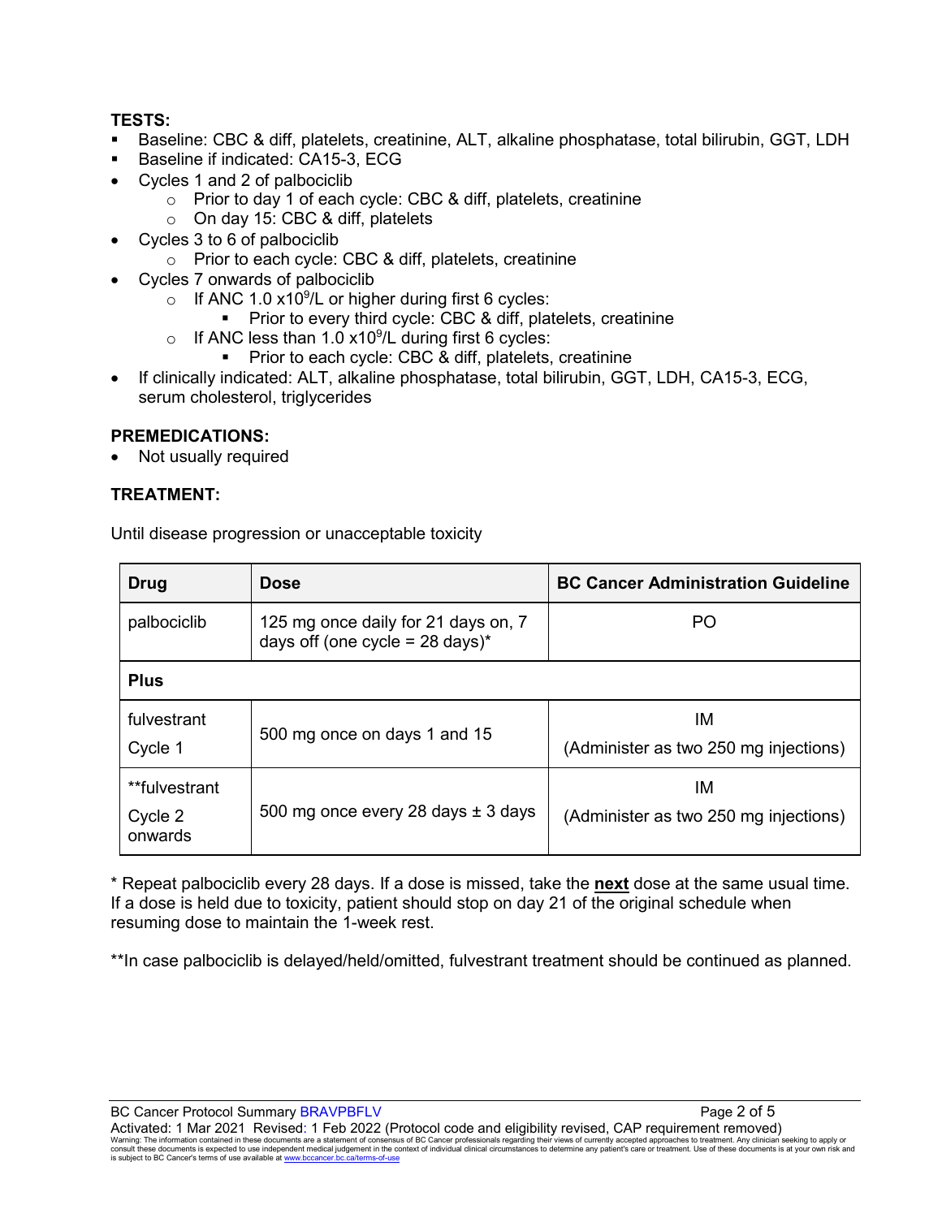**TESTS:**

- Baseline: CBC & diff, platelets, creatinine, ALT, alkaline phosphatase, total bilirubin, GGT, LDH
- Baseline if indicated: CA15-3, ECG
- Cycles 1 and 2 of palbociclib
  - Prior to day 1 of each cycle: CBC & diff, platelets, creatinine
  - On day 15: CBC & diff, platelets
- Cycles 3 to 6 of palbociclib
  - Prior to each cycle: CBC & diff, platelets, creatinine
- Cycles 7 onwards of palbociclib
  - If ANC 1.0 $\times 10^9$/L or higher during first 6 cycles:
    - Prior to every third cycle: CBC & diff, platelets, creatinine
  - If ANC less than 1.0 $\times 10^9$/L during first 6 cycles:
    - Prior to each cycle: CBC & diff, platelets, creatinine
- If clinically indicated: ALT, alkaline phosphatase, total bilirubin, GGT, LDH, CA15-3, ECG, serum cholesterol, triglycerides

**PREMEDICATIONS:**

- Not usually required

**TREATMENT:**

Until disease progression or unacceptable toxicity

| Drug | Dose | BC Cancer Administration Guideline |
|---|---|---|
| palbociclib | 125 mg once daily for 21 days on, 7 days off (one cycle = 28 days)* | PO |
| **Plus** | | |
| fulvestrant Cycle 1 | 500 mg once on days 1 and 15 | IM (Administer as two 250 mg injections) |
| **fulvestrant Cycle 2 onwards | 500 mg once every 28 days ± 3 days | IM (Administer as two 250 mg injections) |

\* Repeat palbociclib every 28 days. If a dose is missed, take the **next** dose at the same usual time. If a dose is held due to toxicity, patient should stop on day 21 of the original schedule when resuming dose to maintain the 1-week rest.

**In case palbociclib is delayed/held/omitted, fulvestrant treatment should be continued as planned.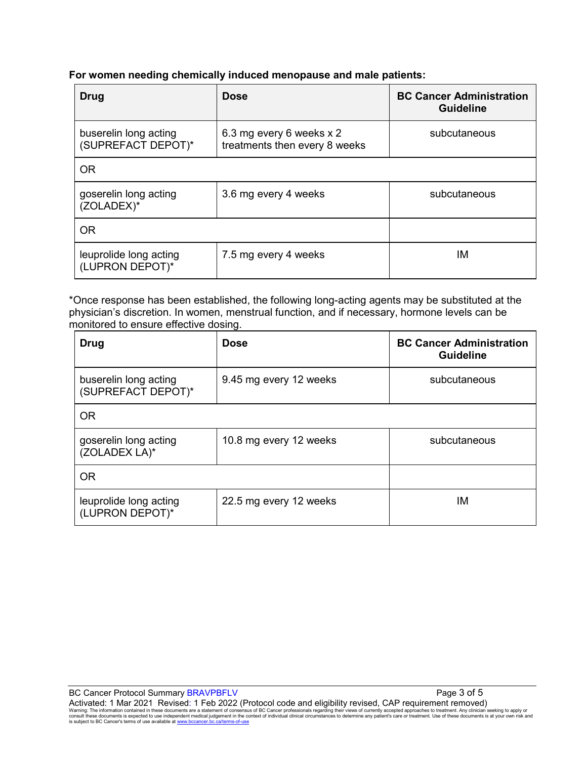**For women needing chemically induced menopause and male patients:**

| Drug | Dose | BC Cancer Administration Guideline |
|---|---|---|
| buserelin long acting (SUPREFACT DEPOT)* | 6.3 mg every 6 weeks x 2 treatments then every 8 weeks | subcutaneous |
| OR | | |
| goserelin long acting (ZOLADEX)* | 3.6 mg every 4 weeks | subcutaneous |
| OR | | |
| leuprolide long acting (LUPRON DEPOT)* | 7.5 mg every 4 weeks | IM |

*Once response has been established, the following long-acting agents may be substituted at the physician's discretion. In women, menstrual function, and if necessary, hormone levels can be monitored to ensure effective dosing.

| Drug | Dose | BC Cancer Administration Guideline |
|---|---|---|
| buserelin long acting (SUPREFACT DEPOT)* | 9.45 mg every 12 weeks | subcutaneous |
| OR | | |
| goserelin long acting (ZOLADEX LA)* | 10.8 mg every 12 weeks | subcutaneous |
| OR | | |
| leuprolide long acting (LUPRON DEPOT)* | 22.5 mg every 12 weeks | IM |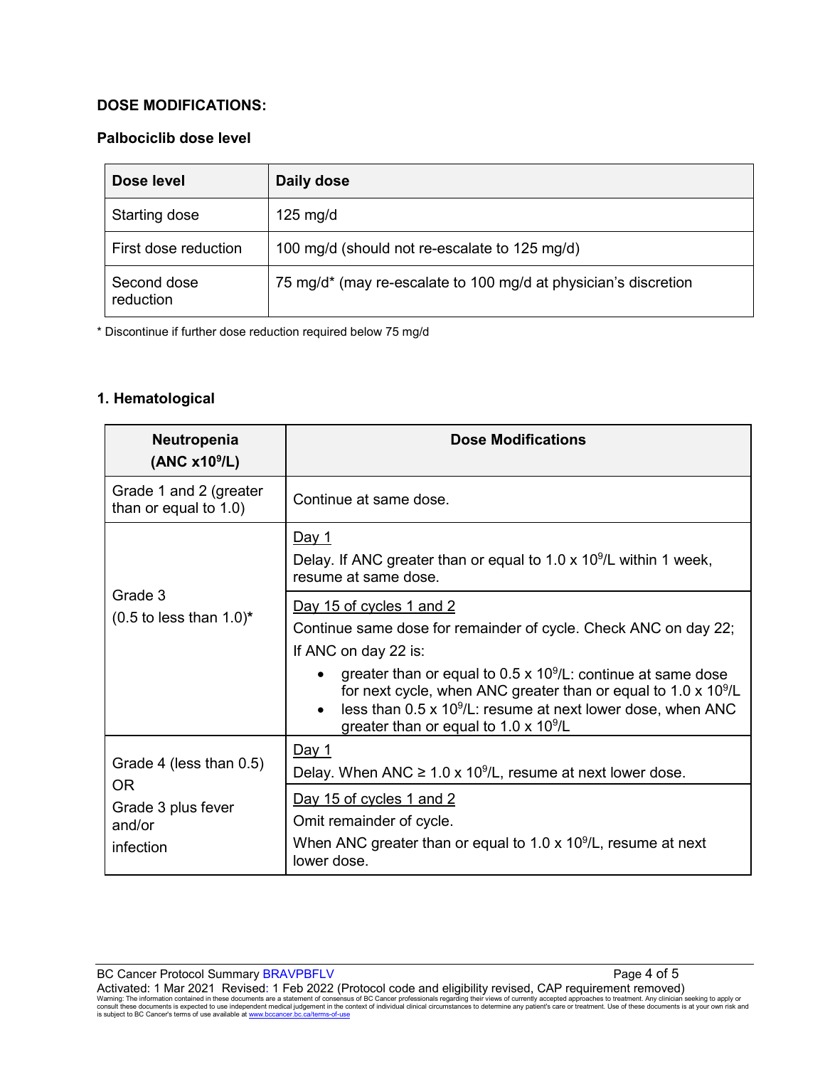## DOSE MODIFICATIONS:

### Palbociclib dose level

| Dose level | Daily dose |
|---|---|
| Starting dose | 125 mg/d |
| First dose reduction | 100 mg/d (should not re-escalate to 125 mg/d) |
| Second dose reduction | 75 mg/d* (may re-escalate to 100 mg/d at physician's discretion |

\* Discontinue if further dose reduction required below 75 mg/d

### 1. Hematological

| Neutropenia (ANC $x10^9/L$) | Dose Modifications |
|---|---|
| Grade 1 and 2 (greater than or equal to 1.0) | Continue at same dose. |
| Grade 3 (0.5 to less than 1.0)* | <u>Day 1</u><br>Delay. If ANC greater than or equal to 1.0 x $10^9/L$ within 1 week, resume at same dose. |
| | <u>Day 15 of cycles 1 and 2</u><br>Continue same dose for remainder of cycle. Check ANC on day 22;<br>If ANC on day 22 is:<br>• greater than or equal to 0.5 x $10^9/L$: continue at same dose for next cycle, when ANC greater than or equal to 1.0 x $10^9/L$<br>• less than 0.5 x $10^9/L$: resume at next lower dose, when ANC greater than or equal to 1.0 x $10^9/L$ |
| Grade 4 (less than 0.5) OR Grade 3 plus fever and/or infection | <u>Day 1</u><br>Delay. When ANC ≥ 1.0 x $10^9/L$, resume at next lower dose. |
| | <u>Day 15 of cycles 1 and 2</u><br>Omit remainder of cycle.<br>When ANC greater than or equal to 1.0 x $10^9/L$, resume at next lower dose. |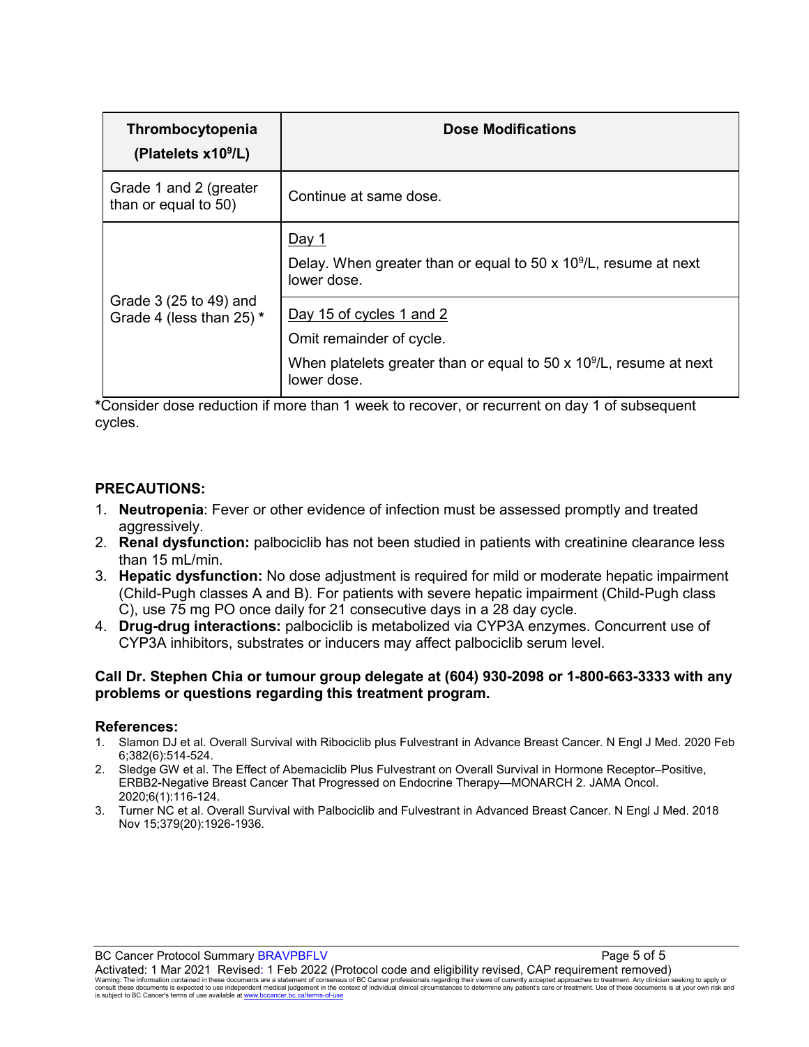| Thrombocytopenia (Platelets $x10^9/L$) | Dose Modifications |
|---|---|
| Grade 1 and 2 (greater than or equal to 50) | Continue at same dose. |
| Grade 3 (25 to 49) and Grade 4 (less than 25) * | Day 1<br>Delay. When greater than or equal to 50 x $10^9$/L, resume at next lower dose. |
| | Day 15 of cycles 1 and 2<br>Omit remainder of cycle.<br>When platelets greater than or equal to 50 x $10^9$/L, resume at next lower dose. |

*Consider dose reduction if more than 1 week to recover, or recurrent on day 1 of subsequent cycles.

## PRECAUTIONS:

1. **Neutropenia**: Fever or other evidence of infection must be assessed promptly and treated aggressively.
2. **Renal dysfunction:** palbociclib has not been studied in patients with creatinine clearance less than 15 mL/min.
3. **Hepatic dysfunction:** No dose adjustment is required for mild or moderate hepatic impairment (Child-Pugh classes A and B). For patients with severe hepatic impairment (Child-Pugh class C), use 75 mg PO once daily for 21 consecutive days in a 28 day cycle.
4. **Drug-drug interactions:** palbociclib is metabolized via CYP3A enzymes. Concurrent use of CYP3A inhibitors, substrates or inducers may affect palbociclib serum level.

**Call Dr. Stephen Chia or tumour group delegate at (604) 930-2098 or 1-800-663-3333 with any problems or questions regarding this treatment program.**

## References:

1. Slamon DJ et al. Overall Survival with Ribociclib plus Fulvestrant in Advance Breast Cancer. N Engl J Med. 2020 Feb 6;382(6):514-524.
2. Sledge GW et al. The Effect of Abemaciclib Plus Fulvestrant on Overall Survival in Hormone Receptor–Positive, ERBB2-Negative Breast Cancer That Progressed on Endocrine Therapy—MONARCH 2. JAMA Oncol. 2020;6(1):116-124.
3. Turner NC et al. Overall Survival with Palbociclib and Fulvestrant in Advanced Breast Cancer. N Engl J Med. 2018 Nov 15;379(20):1926-1936.